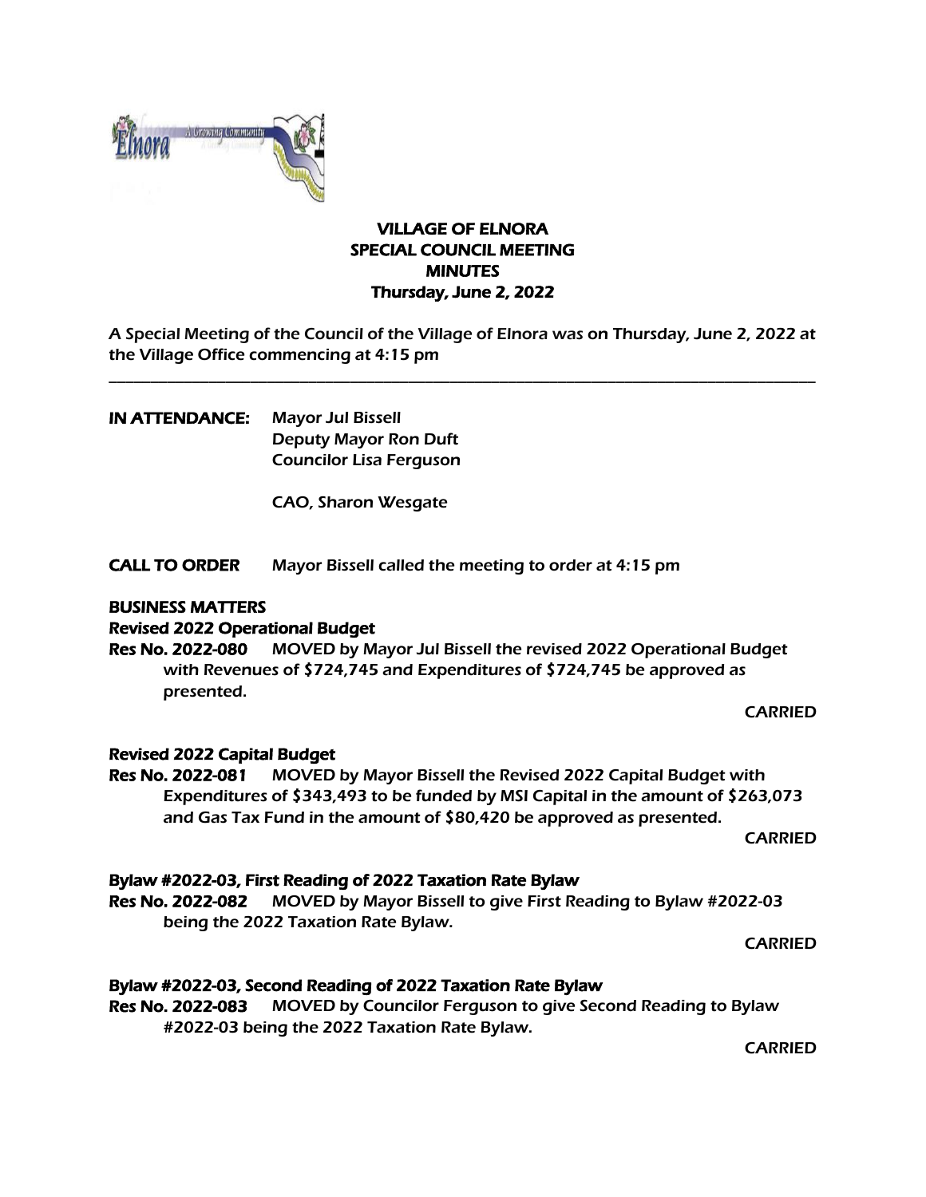# VILLAGE OF ELNORA
## SPECIAL COUNCIL MEETING
## MINUTES
### Thursday, June 2, 2022

A Special Meeting of the Council of the Village of Elnora was on Thursday, June 2, 2022 at the Village Office commencing at 4:15 pm

---

**IN ATTENDANCE:** Mayor Jul Bissell
Deputy Mayor Ron Duft
Councilor Lisa Ferguson

CAO, Sharon Wesgate

**CALL TO ORDER** Mayor Bissell called the meeting to order at 4:15 pm

**BUSINESS MATTERS**

**Revised 2022 Operational Budget**

**Res No. 2022-080** MOVED by Mayor Jul Bissell the revised 2022 Operational Budget with Revenues of $724,745 and Expenditures of $724,745 be approved as presented.

CARRIED

**Revised 2022 Capital Budget**

**Res No. 2022-081** MOVED by Mayor Bissell the Revised 2022 Capital Budget with Expenditures of $343,493 to be funded by MSI Capital in the amount of $263,073 and Gas Tax Fund in the amount of $80,420 be approved as presented.

CARRIED

**Bylaw #2022-03, First Reading of 2022 Taxation Rate Bylaw**

**Res No. 2022-082** MOVED by Mayor Bissell to give First Reading to Bylaw #2022-03 being the 2022 Taxation Rate Bylaw.

CARRIED

**Bylaw #2022-03, Second Reading of 2022 Taxation Rate Bylaw**

**Res No. 2022-083** MOVED by Councilor Ferguson to give Second Reading to Bylaw #2022-03 being the 2022 Taxation Rate Bylaw.

CARRIED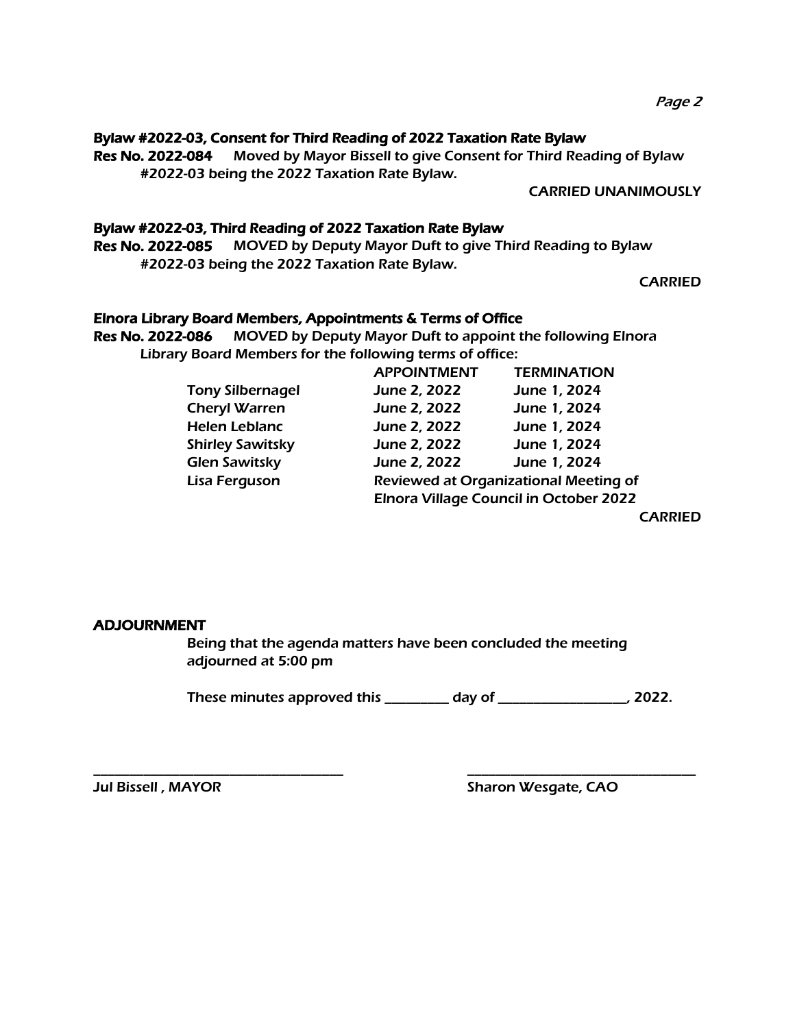**Bylaw #2022-03, Consent for Third Reading of 2022 Taxation Rate Bylaw**

**Res No. 2022-084** Moved by Mayor Bissell to give Consent for Third Reading of Bylaw #2022-03 being the 2022 Taxation Rate Bylaw.

CARRIED UNANIMOUSLY

**Bylaw #2022-03, Third Reading of 2022 Taxation Rate Bylaw**

**Res No. 2022-085** MOVED by Deputy Mayor Duft to give Third Reading to Bylaw #2022-03 being the 2022 Taxation Rate Bylaw.

CARRIED

**Elnora Library Board Members, Appointments & Terms of Office**

**Res No. 2022-086** MOVED by Deputy Mayor Duft to appoint the following Elnora Library Board Members for the following terms of office:

| | APPOINTMENT | TERMINATION |
|---|---|---|
| Tony Silbernagel | June 2, 2022 | June 1, 2024 |
| Cheryl Warren | June 2, 2022 | June 1, 2024 |
| Helen Leblanc | June 2, 2022 | June 1, 2024 |
| Shirley Sawitsky | June 2, 2022 | June 1, 2024 |
| Glen Sawitsky | June 2, 2022 | June 1, 2024 |
| Lisa Ferguson | Reviewed at Organizational Meeting of Elnora Village Council in October 2022 | |

CARRIED

**ADJOURNMENT**

Being that the agenda matters have been concluded the meeting adjourned at 5:00 pm

These minutes approved this _________ day of __________________, 2022.

_________________________________ _________________________________

Jul Bissell , MAYOR Sharon Wesgate, CAO